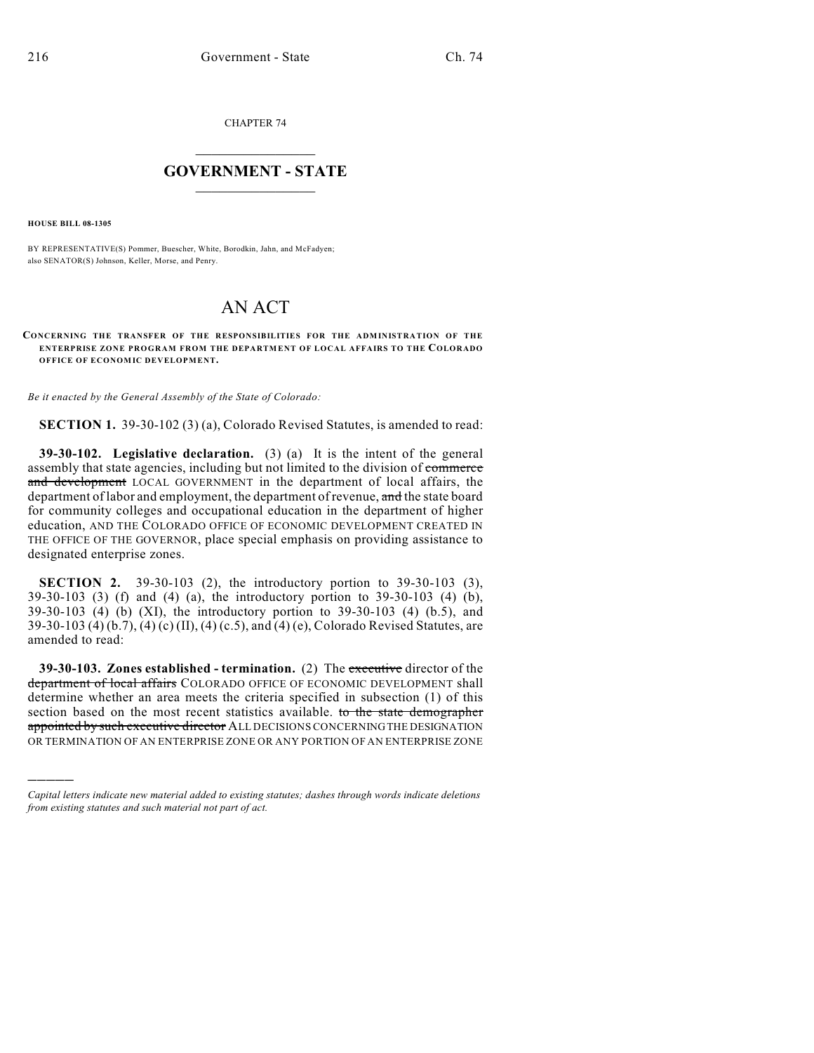CHAPTER 74

# GOVERNMENT - STATE

**HOUSE BILL 08-1305**

BY REPRESENTATIVE(S) Pommer, Buescher, White, Borodkin, Jahn, and McFadyen;
also SENATOR(S) Johnson, Keller, Morse, and Penry.

# AN ACT

**CONCERNING THE TRANSFER OF THE RESPONSIBILITIES FOR THE ADMINISTRATION OF THE ENTERPRISE ZONE PROGRAM FROM THE DEPARTMENT OF LOCAL AFFAIRS TO THE COLORADO OFFICE OF ECONOMIC DEVELOPMENT.**

*Be it enacted by the General Assembly of the State of Colorado:*

**SECTION 1.** 39-30-102 (3) (a), Colorado Revised Statutes, is amended to read:

**39-30-102. Legislative declaration.** (3) (a) It is the intent of the general assembly that state agencies, including but not limited to the division of ~~commerce and development~~ LOCAL GOVERNMENT in the department of local affairs, the department of labor and employment, the department of revenue, ~~and~~ the state board for community colleges and occupational education in the department of higher education, AND THE COLORADO OFFICE OF ECONOMIC DEVELOPMENT CREATED IN THE OFFICE OF THE GOVERNOR, place special emphasis on providing assistance to designated enterprise zones.

**SECTION 2.** 39-30-103 (2), the introductory portion to 39-30-103 (3), 39-30-103 (3) (f) and (4) (a), the introductory portion to 39-30-103 (4) (b), 39-30-103 (4) (b) (XI), the introductory portion to 39-30-103 (4) (b.5), and 39-30-103 (4) (b.7), (4) (c) (II), (4) (c.5), and (4) (e), Colorado Revised Statutes, are amended to read:

**39-30-103. Zones established - termination.** (2) The ~~executive~~ director of the ~~department of local affairs~~ COLORADO OFFICE OF ECONOMIC DEVELOPMENT shall determine whether an area meets the criteria specified in subsection (1) of this section based on the most recent statistics available. ~~to the state demographer appointed by such executive director~~ ALL DECISIONS CONCERNING THE DESIGNATION OR TERMINATION OF AN ENTERPRISE ZONE OR ANY PORTION OF AN ENTERPRISE ZONE

---

*Capital letters indicate new material added to existing statutes; dashes through words indicate deletions from existing statutes and such material not part of act.*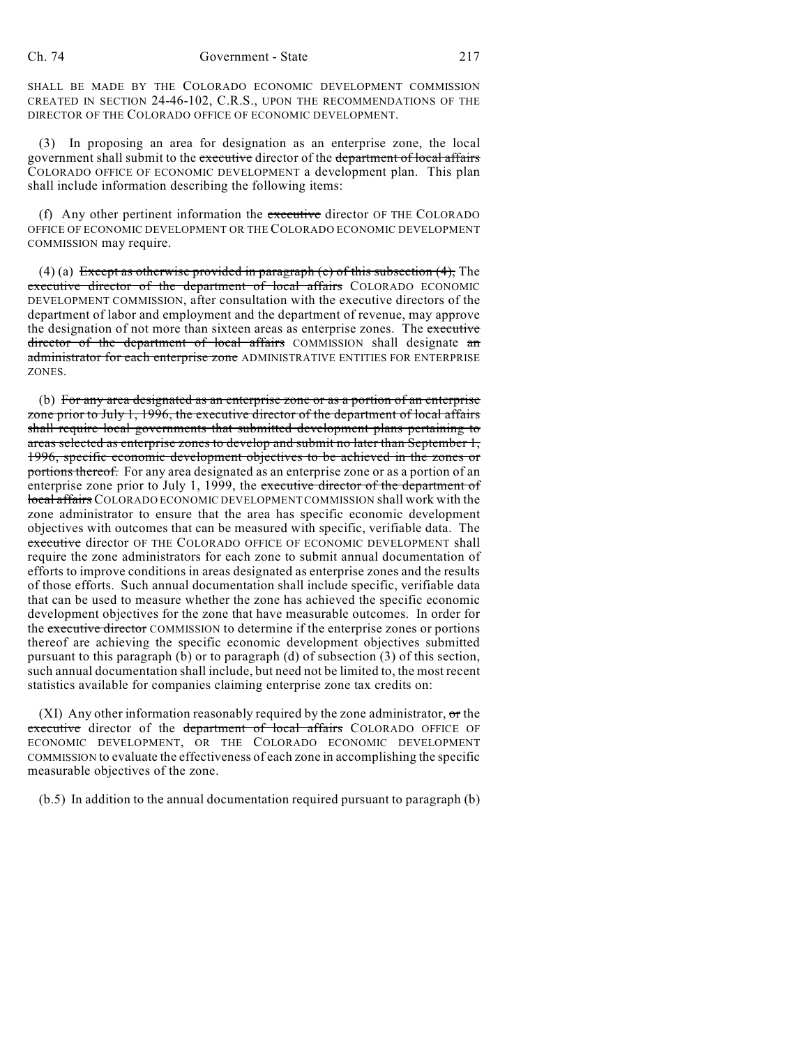SHALL BE MADE BY THE COLORADO ECONOMIC DEVELOPMENT COMMISSION CREATED IN SECTION 24-46-102, C.R.S., UPON THE RECOMMENDATIONS OF THE DIRECTOR OF THE COLORADO OFFICE OF ECONOMIC DEVELOPMENT.

(3) In proposing an area for designation as an enterprise zone, the local government shall submit to the ~~executive~~ director of the ~~department of local affairs~~ COLORADO OFFICE OF ECONOMIC DEVELOPMENT a development plan. This plan shall include information describing the following items:

(f) Any other pertinent information the ~~executive~~ director OF THE COLORADO OFFICE OF ECONOMIC DEVELOPMENT OR THE COLORADO ECONOMIC DEVELOPMENT COMMISSION may require.

(4) (a) ~~Except as otherwise provided in paragraph (c) of this subsection (4),~~ The ~~executive director of the department of local affairs~~ COLORADO ECONOMIC DEVELOPMENT COMMISSION, after consultation with the executive directors of the department of labor and employment and the department of revenue, may approve the designation of not more than sixteen areas as enterprise zones. The ~~executive director of the department of local affairs~~ COMMISSION shall designate ~~an administrator for each enterprise zone~~ ADMINISTRATIVE ENTITIES FOR ENTERPRISE ZONES.

(b) ~~For any area designated as an enterprise zone or as a portion of an enterprise zone prior to July 1, 1996, the executive director of the department of local affairs shall require local governments that submitted development plans pertaining to areas selected as enterprise zones to develop and submit no later than September 1, 1996, specific economic development objectives to be achieved in the zones or portions thereof.~~ For any area designated as an enterprise zone or as a portion of an enterprise zone prior to July 1, 1999, the ~~executive director of the department of local affairs~~ COLORADO ECONOMIC DEVELOPMENT COMMISSION shall work with the zone administrator to ensure that the area has specific economic development objectives with outcomes that can be measured with specific, verifiable data. The ~~executive~~ director OF THE COLORADO OFFICE OF ECONOMIC DEVELOPMENT shall require the zone administrators for each zone to submit annual documentation of efforts to improve conditions in areas designated as enterprise zones and the results of those efforts. Such annual documentation shall include specific, verifiable data that can be used to measure whether the zone has achieved the specific economic development objectives for the zone that have measurable outcomes. In order for the ~~executive director~~ COMMISSION to determine if the enterprise zones or portions thereof are achieving the specific economic development objectives submitted pursuant to this paragraph (b) or to paragraph (d) of subsection (3) of this section, such annual documentation shall include, but need not be limited to, the most recent statistics available for companies claiming enterprise zone tax credits on:

(XI) Any other information reasonably required by the zone administrator, ~~or~~ the ~~executive~~ director of the ~~department of local affairs~~ COLORADO OFFICE OF ECONOMIC DEVELOPMENT, OR THE COLORADO ECONOMIC DEVELOPMENT COMMISSION to evaluate the effectiveness of each zone in accomplishing the specific measurable objectives of the zone.

(b.5) In addition to the annual documentation required pursuant to paragraph (b)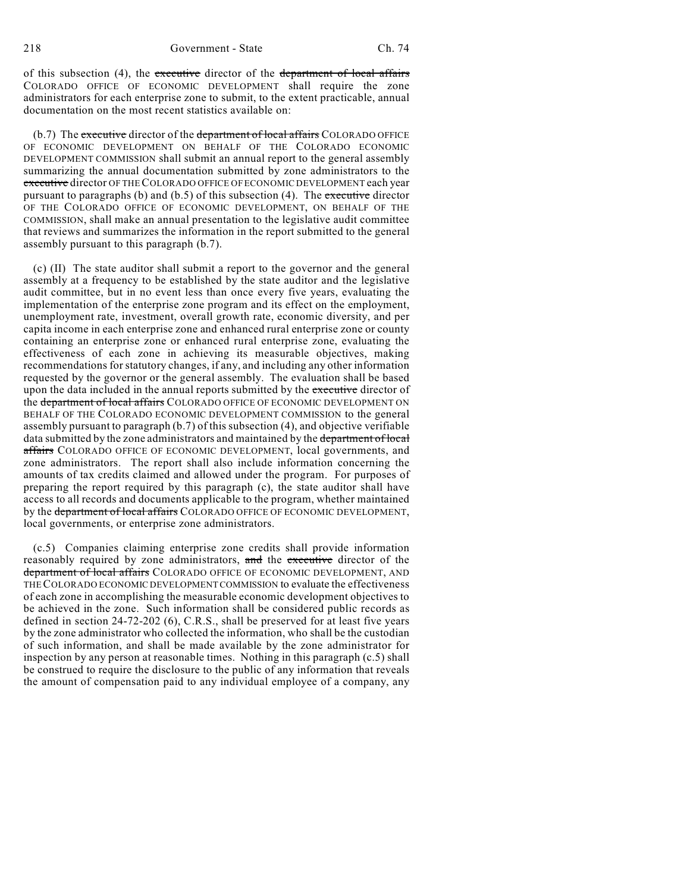of this subsection (4), the ~~executive~~ director of the ~~department of local affairs~~ COLORADO OFFICE OF ECONOMIC DEVELOPMENT shall require the zone administrators for each enterprise zone to submit, to the extent practicable, annual documentation on the most recent statistics available on:

(b.7) The ~~executive~~ director of the ~~department of local affairs~~ COLORADO OFFICE OF ECONOMIC DEVELOPMENT ON BEHALF OF THE COLORADO ECONOMIC DEVELOPMENT COMMISSION shall submit an annual report to the general assembly summarizing the annual documentation submitted by zone administrators to the ~~executive~~ director OF THE COLORADO OFFICE OF ECONOMIC DEVELOPMENT each year pursuant to paragraphs (b) and (b.5) of this subsection (4). The ~~executive~~ director OF THE COLORADO OFFICE OF ECONOMIC DEVELOPMENT, ON BEHALF OF THE COMMISSION, shall make an annual presentation to the legislative audit committee that reviews and summarizes the information in the report submitted to the general assembly pursuant to this paragraph (b.7).

(c) (II) The state auditor shall submit a report to the governor and the general assembly at a frequency to be established by the state auditor and the legislative audit committee, but in no event less than once every five years, evaluating the implementation of the enterprise zone program and its effect on the employment, unemployment rate, investment, overall growth rate, economic diversity, and per capita income in each enterprise zone and enhanced rural enterprise zone or county containing an enterprise zone or enhanced rural enterprise zone, evaluating the effectiveness of each zone in achieving its measurable objectives, making recommendations for statutory changes, if any, and including any other information requested by the governor or the general assembly. The evaluation shall be based upon the data included in the annual reports submitted by the ~~executive~~ director of the ~~department of local affairs~~ COLORADO OFFICE OF ECONOMIC DEVELOPMENT ON BEHALF OF THE COLORADO ECONOMIC DEVELOPMENT COMMISSION to the general assembly pursuant to paragraph (b.7) of this subsection (4), and objective verifiable data submitted by the zone administrators and maintained by the ~~department of local affairs~~ COLORADO OFFICE OF ECONOMIC DEVELOPMENT, local governments, and zone administrators. The report shall also include information concerning the amounts of tax credits claimed and allowed under the program. For purposes of preparing the report required by this paragraph (c), the state auditor shall have access to all records and documents applicable to the program, whether maintained by the ~~department of local affairs~~ COLORADO OFFICE OF ECONOMIC DEVELOPMENT, local governments, or enterprise zone administrators.

(c.5) Companies claiming enterprise zone credits shall provide information reasonably required by zone administrators, ~~and~~ the ~~executive~~ director of the ~~department of local affairs~~ COLORADO OFFICE OF ECONOMIC DEVELOPMENT, AND THE COLORADO ECONOMIC DEVELOPMENT COMMISSION to evaluate the effectiveness of each zone in accomplishing the measurable economic development objectives to be achieved in the zone. Such information shall be considered public records as defined in section 24-72-202 (6), C.R.S., shall be preserved for at least five years by the zone administrator who collected the information, who shall be the custodian of such information, and shall be made available by the zone administrator for inspection by any person at reasonable times. Nothing in this paragraph (c.5) shall be construed to require the disclosure to the public of any information that reveals the amount of compensation paid to any individual employee of a company, any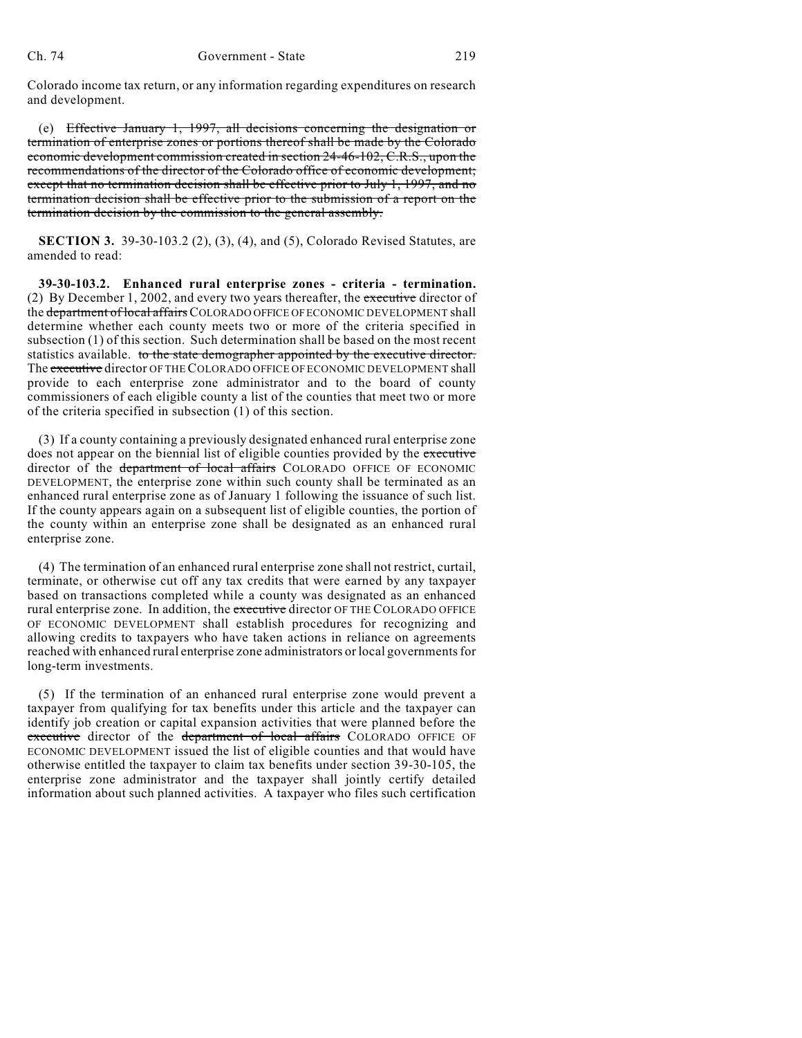Colorado income tax return, or any information regarding expenditures on research and development.

(e) ~~Effective January 1, 1997, all decisions concerning the designation or termination of enterprise zones or portions thereof shall be made by the Colorado economic development commission created in section 24-46-102, C.R.S., upon the recommendations of the director of the Colorado office of economic development; except that no termination decision shall be effective prior to July 1, 1997, and no termination decision shall be effective prior to the submission of a report on the termination decision by the commission to the general assembly.~~

**SECTION 3.** 39-30-103.2 (2), (3), (4), and (5), Colorado Revised Statutes, are amended to read:

**39-30-103.2. Enhanced rural enterprise zones - criteria - termination.** (2) By December 1, 2002, and every two years thereafter, the ~~executive~~ director of the ~~department of local affairs~~ COLORADO OFFICE OF ECONOMIC DEVELOPMENT shall determine whether each county meets two or more of the criteria specified in subsection (1) of this section. Such determination shall be based on the most recent statistics available. ~~to the state demographer appointed by the executive director.~~ The ~~executive~~ director OF THE COLORADO OFFICE OF ECONOMIC DEVELOPMENT shall provide to each enterprise zone administrator and to the board of county commissioners of each eligible county a list of the counties that meet two or more of the criteria specified in subsection (1) of this section.

(3) If a county containing a previously designated enhanced rural enterprise zone does not appear on the biennial list of eligible counties provided by the ~~executive~~ director of the ~~department of local affairs~~ COLORADO OFFICE OF ECONOMIC DEVELOPMENT, the enterprise zone within such county shall be terminated as an enhanced rural enterprise zone as of January 1 following the issuance of such list. If the county appears again on a subsequent list of eligible counties, the portion of the county within an enterprise zone shall be designated as an enhanced rural enterprise zone.

(4) The termination of an enhanced rural enterprise zone shall not restrict, curtail, terminate, or otherwise cut off any tax credits that were earned by any taxpayer based on transactions completed while a county was designated as an enhanced rural enterprise zone. In addition, the ~~executive~~ director OF THE COLORADO OFFICE OF ECONOMIC DEVELOPMENT shall establish procedures for recognizing and allowing credits to taxpayers who have taken actions in reliance on agreements reached with enhanced rural enterprise zone administrators or local governments for long-term investments.

(5) If the termination of an enhanced rural enterprise zone would prevent a taxpayer from qualifying for tax benefits under this article and the taxpayer can identify job creation or capital expansion activities that were planned before the ~~executive~~ director of the ~~department of local affairs~~ COLORADO OFFICE OF ECONOMIC DEVELOPMENT issued the list of eligible counties and that would have otherwise entitled the taxpayer to claim tax benefits under section 39-30-105, the enterprise zone administrator and the taxpayer shall jointly certify detailed information about such planned activities. A taxpayer who files such certification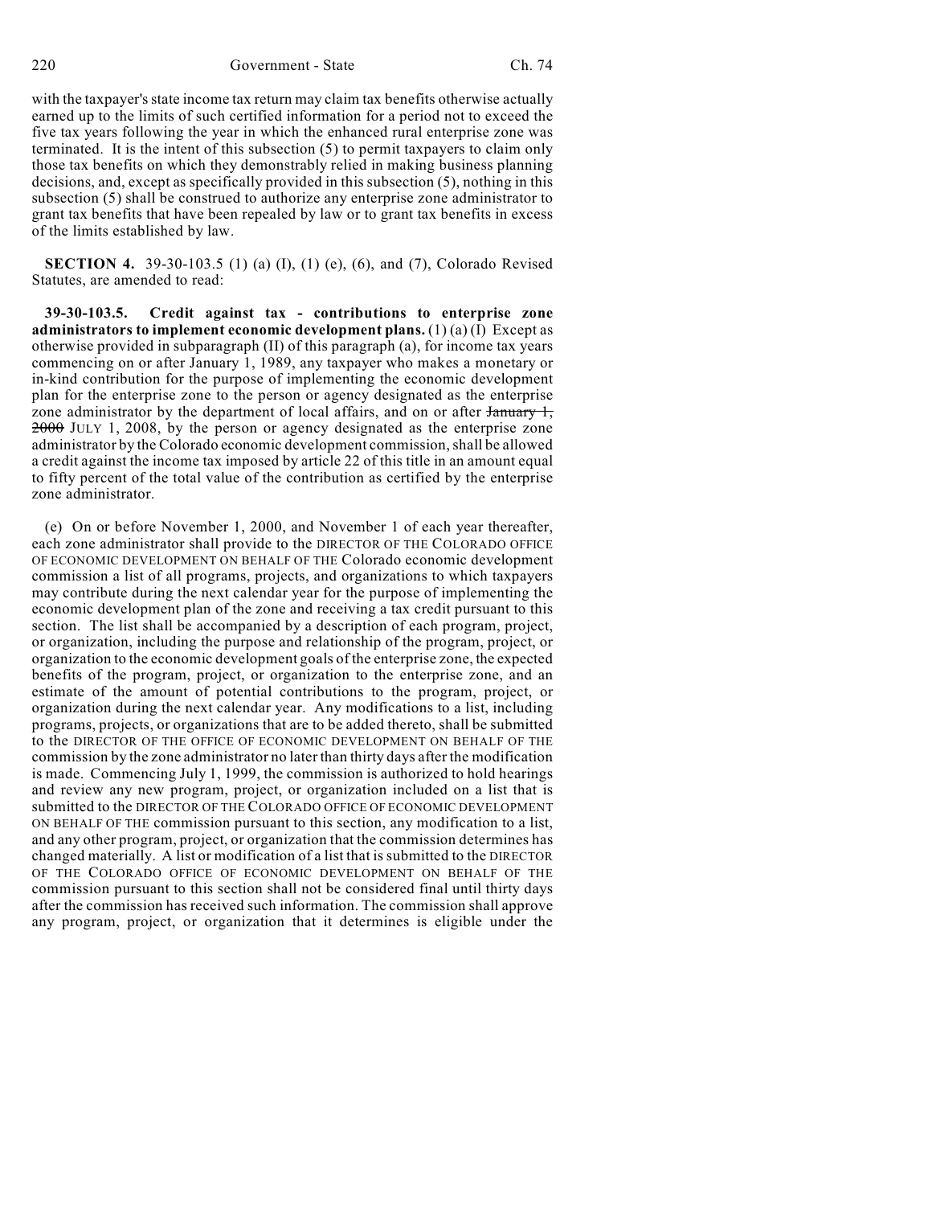with the taxpayer's state income tax return may claim tax benefits otherwise actually earned up to the limits of such certified information for a period not to exceed the five tax years following the year in which the enhanced rural enterprise zone was terminated. It is the intent of this subsection (5) to permit taxpayers to claim only those tax benefits on which they demonstrably relied in making business planning decisions, and, except as specifically provided in this subsection (5), nothing in this subsection (5) shall be construed to authorize any enterprise zone administrator to grant tax benefits that have been repealed by law or to grant tax benefits in excess of the limits established by law.

**SECTION 4.** 39-30-103.5 (1) (a) (I), (1) (e), (6), and (7), Colorado Revised Statutes, are amended to read:

**39-30-103.5. Credit against tax - contributions to enterprise zone administrators to implement economic development plans.** (1) (a) (I) Except as otherwise provided in subparagraph (II) of this paragraph (a), for income tax years commencing on or after January 1, 1989, any taxpayer who makes a monetary or in-kind contribution for the purpose of implementing the economic development plan for the enterprise zone to the person or agency designated as the enterprise zone administrator by the department of local affairs, and on or after ~~January 1, 2000~~ JULY 1, 2008, by the person or agency designated as the enterprise zone administrator by the Colorado economic development commission, shall be allowed a credit against the income tax imposed by article 22 of this title in an amount equal to fifty percent of the total value of the contribution as certified by the enterprise zone administrator.

(e) On or before November 1, 2000, and November 1 of each year thereafter, each zone administrator shall provide to the DIRECTOR OF THE COLORADO OFFICE OF ECONOMIC DEVELOPMENT ON BEHALF OF THE Colorado economic development commission a list of all programs, projects, and organizations to which taxpayers may contribute during the next calendar year for the purpose of implementing the economic development plan of the zone and receiving a tax credit pursuant to this section. The list shall be accompanied by a description of each program, project, or organization, including the purpose and relationship of the program, project, or organization to the economic development goals of the enterprise zone, the expected benefits of the program, project, or organization to the enterprise zone, and an estimate of the amount of potential contributions to the program, project, or organization during the next calendar year. Any modifications to a list, including programs, projects, or organizations that are to be added thereto, shall be submitted to the DIRECTOR OF THE OFFICE OF ECONOMIC DEVELOPMENT ON BEHALF OF THE commission by the zone administrator no later than thirty days after the modification is made. Commencing July 1, 1999, the commission is authorized to hold hearings and review any new program, project, or organization included on a list that is submitted to the DIRECTOR OF THE COLORADO OFFICE OF ECONOMIC DEVELOPMENT ON BEHALF OF THE commission pursuant to this section, any modification to a list, and any other program, project, or organization that the commission determines has changed materially. A list or modification of a list that is submitted to the DIRECTOR OF THE COLORADO OFFICE OF ECONOMIC DEVELOPMENT ON BEHALF OF THE commission pursuant to this section shall not be considered final until thirty days after the commission has received such information. The commission shall approve any program, project, or organization that it determines is eligible under the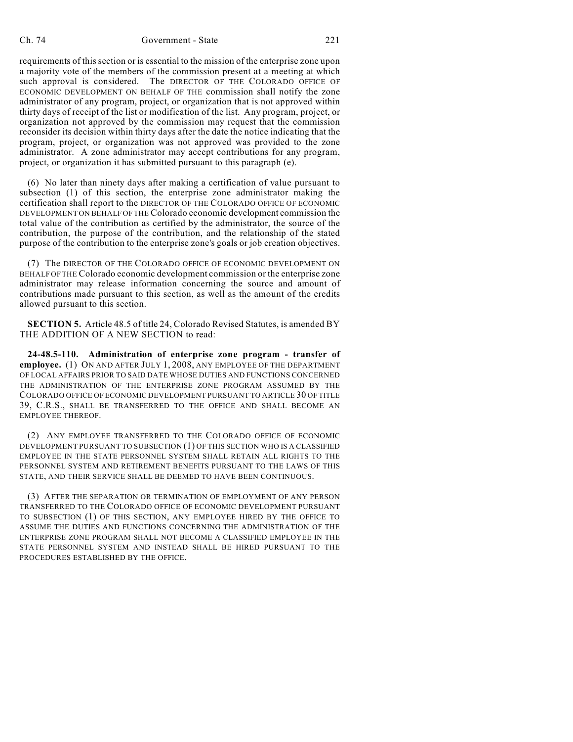requirements of this section or is essential to the mission of the enterprise zone upon a majority vote of the members of the commission present at a meeting at which such approval is considered. The DIRECTOR OF THE COLORADO OFFICE OF ECONOMIC DEVELOPMENT ON BEHALF OF THE commission shall notify the zone administrator of any program, project, or organization that is not approved within thirty days of receipt of the list or modification of the list. Any program, project, or organization not approved by the commission may request that the commission reconsider its decision within thirty days after the date the notice indicating that the program, project, or organization was not approved was provided to the zone administrator. A zone administrator may accept contributions for any program, project, or organization it has submitted pursuant to this paragraph (e).

(6) No later than ninety days after making a certification of value pursuant to subsection (1) of this section, the enterprise zone administrator making the certification shall report to the DIRECTOR OF THE COLORADO OFFICE OF ECONOMIC DEVELOPMENT ON BEHALF OF THE Colorado economic development commission the total value of the contribution as certified by the administrator, the source of the contribution, the purpose of the contribution, and the relationship of the stated purpose of the contribution to the enterprise zone's goals or job creation objectives.

(7) The DIRECTOR OF THE COLORADO OFFICE OF ECONOMIC DEVELOPMENT ON BEHALF OF THE Colorado economic development commission or the enterprise zone administrator may release information concerning the source and amount of contributions made pursuant to this section, as well as the amount of the credits allowed pursuant to this section.

**SECTION 5.** Article 48.5 of title 24, Colorado Revised Statutes, is amended BY THE ADDITION OF A NEW SECTION to read:

**24-48.5-110. Administration of enterprise zone program - transfer of employee.** (1) ON AND AFTER JULY 1, 2008, ANY EMPLOYEE OF THE DEPARTMENT OF LOCAL AFFAIRS PRIOR TO SAID DATE WHOSE DUTIES AND FUNCTIONS CONCERNED THE ADMINISTRATION OF THE ENTERPRISE ZONE PROGRAM ASSUMED BY THE COLORADO OFFICE OF ECONOMIC DEVELOPMENT PURSUANT TO ARTICLE 30 OF TITLE 39, C.R.S., SHALL BE TRANSFERRED TO THE OFFICE AND SHALL BECOME AN EMPLOYEE THEREOF.

(2) ANY EMPLOYEE TRANSFERRED TO THE COLORADO OFFICE OF ECONOMIC DEVELOPMENT PURSUANT TO SUBSECTION (1) OF THIS SECTION WHO IS A CLASSIFIED EMPLOYEE IN THE STATE PERSONNEL SYSTEM SHALL RETAIN ALL RIGHTS TO THE PERSONNEL SYSTEM AND RETIREMENT BENEFITS PURSUANT TO THE LAWS OF THIS STATE, AND THEIR SERVICE SHALL BE DEEMED TO HAVE BEEN CONTINUOUS.

(3) AFTER THE SEPARATION OR TERMINATION OF EMPLOYMENT OF ANY PERSON TRANSFERRED TO THE COLORADO OFFICE OF ECONOMIC DEVELOPMENT PURSUANT TO SUBSECTION (1) OF THIS SECTION, ANY EMPLOYEE HIRED BY THE OFFICE TO ASSUME THE DUTIES AND FUNCTIONS CONCERNING THE ADMINISTRATION OF THE ENTERPRISE ZONE PROGRAM SHALL NOT BECOME A CLASSIFIED EMPLOYEE IN THE STATE PERSONNEL SYSTEM AND INSTEAD SHALL BE HIRED PURSUANT TO THE PROCEDURES ESTABLISHED BY THE OFFICE.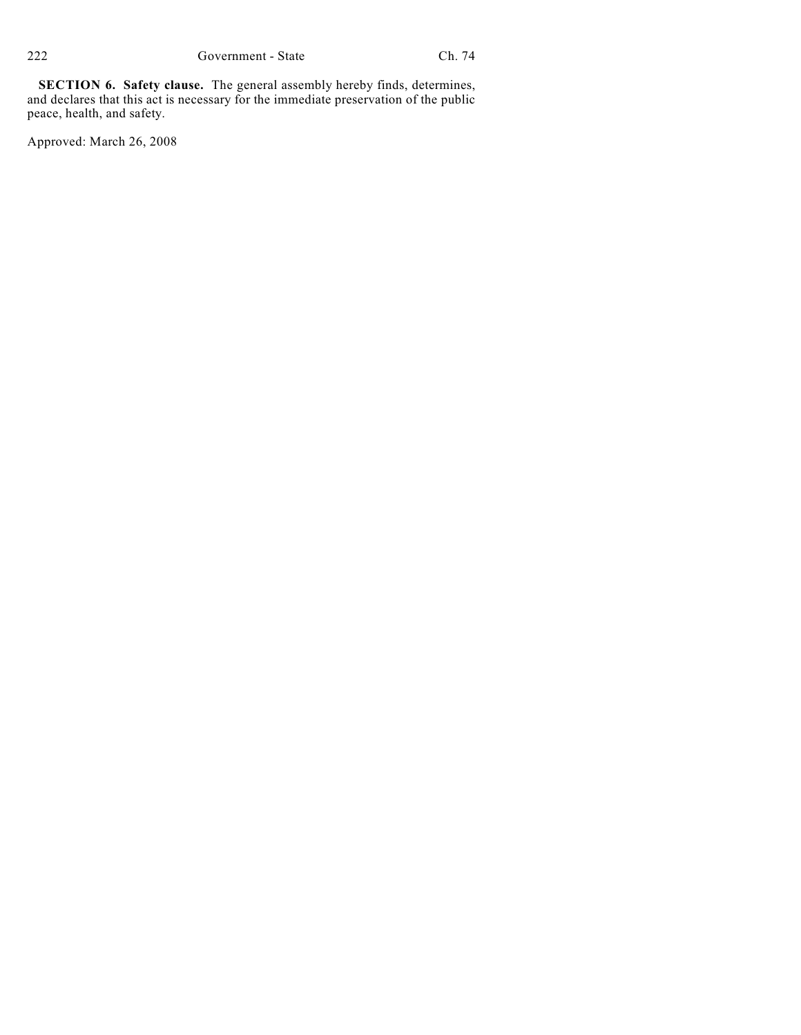**SECTION 6. Safety clause.** The general assembly hereby finds, determines, and declares that this act is necessary for the immediate preservation of the public peace, health, and safety.

Approved: March 26, 2008